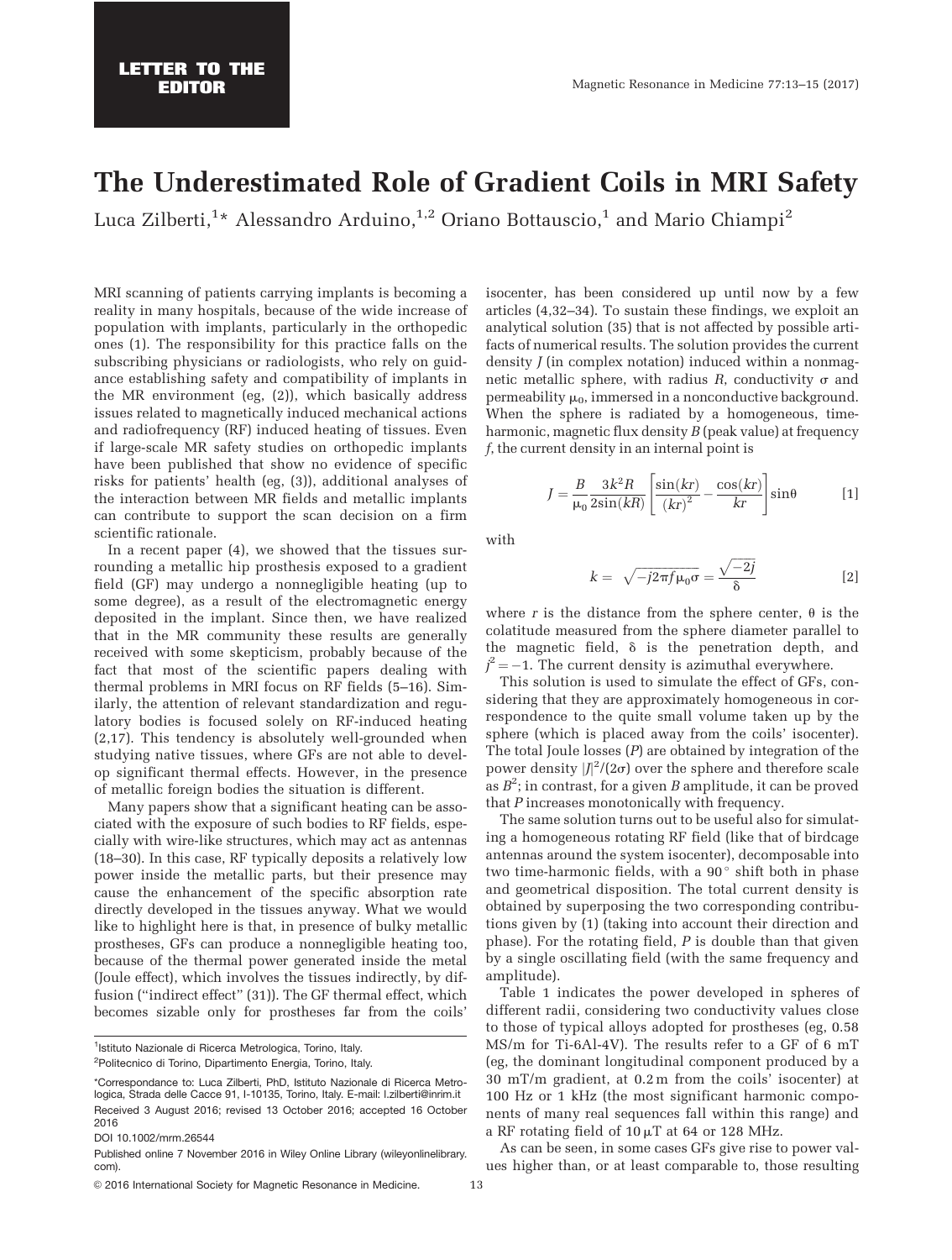LETTER TO THE EDITOR

# The Underestimated Role of Gradient Coils in MRI Safety

Luca Zilberti,[1]* Alessandro Arduino,[1,2] Oriano Bottauscio,[1] and Mario Chiampi[2]

MRI scanning of patients carrying implants is becoming a reality in many hospitals, because of the wide increase of population with implants, particularly in the orthopedic ones (1). The responsibility for this practice falls on the subscribing physicians or radiologists, who rely on guidance establishing safety and compatibility of implants in the MR environment (eg, (2)), which basically address issues related to magnetically induced mechanical actions and radiofrequency (RF) induced heating of tissues. Even if large-scale MR safety studies on orthopedic implants have been published that show no evidence of specific risks for patients' health (eg, (3)), additional analyses of the interaction between MR fields and metallic implants can contribute to support the scan decision on a firm scientific rationale.

In a recent paper (4), we showed that the tissues surrounding a metallic hip prosthesis exposed to a gradient field (GF) may undergo a nonnegligible heating (up to some degree), as a result of the electromagnetic energy deposited in the implant. Since then, we have realized that in the MR community these results are generally received with some skepticism, probably because of the fact that most of the scientific papers dealing with thermal problems in MRI focus on RF fields (5–16). Similarly, the attention of relevant standardization and regulatory bodies is focused solely on RF-induced heating (2,17). This tendency is absolutely well-grounded when studying native tissues, where GFs are not able to develop significant thermal effects. However, in the presence of metallic foreign bodies the situation is different.

Many papers show that a significant heating can be associated with the exposure of such bodies to RF fields, especially with wire-like structures, which may act as antennas (18–30). In this case, RF typically deposits a relatively low power inside the metallic parts, but their presence may cause the enhancement of the specific absorption rate directly developed in the tissues anyway. What we would like to highlight here is that, in presence of bulky metallic prostheses, GFs can produce a nonnegligible heating too, because of the thermal power generated inside the metal (Joule effect), which involves the tissues indirectly, by diffusion ("indirect effect" (31)). The GF thermal effect, which becomes sizable only for prostheses far from the coils' isocenter, has been considered up until now by a few articles (4,32–34). To sustain these findings, we exploit an analytical solution (35) that is not affected by possible artifacts of numerical results. The solution provides the current density $J$ (in complex notation) induced within a nonmagnetic metallic sphere, with radius $R$, conductivity $\sigma$ and permeability $\mu_0$, immersed in a nonconductive background. When the sphere is radiated by a homogeneous, time-harmonic, magnetic flux density $B$ (peak value) at frequency $f$, the current density in an internal point is

$$J = \frac{B}{\mu_0}\frac{3k^2R}{2\sin(kR)}\left[\frac{\sin(kr)}{(kr)^2} - \frac{\cos(kr)}{kr}\right]\sin\theta \qquad [1]$$

with

$$k = \sqrt{-j2\pi f \mu_0 \sigma} = \frac{\sqrt{-2j}}{\delta} \qquad [2]$$

where $r$ is the distance from the sphere center, $\theta$ is the colatitude measured from the sphere diameter parallel to the magnetic field, $\delta$ is the penetration depth, and $j^2 = -1$. The current density is azimuthal everywhere.

This solution is used to simulate the effect of GFs, considering that they are approximately homogeneous in correspondence to the quite small volume taken up by the sphere (which is placed away from the coils' isocenter). The total Joule losses ($P$) are obtained by integration of the power density $|J|^2/(2\sigma)$ over the sphere and therefore scale as $B^2$; in contrast, for a given $B$ amplitude, it can be proved that $P$ increases monotonically with frequency.

The same solution turns out to be useful also for simulating a homogeneous rotating RF field (like that of birdcage antennas around the system isocenter), decomposable into two time-harmonic fields, with a 90° shift both in phase and geometrical disposition. The total current density is obtained by superposing the two corresponding contributions given by (1) (taking into account their direction and phase). For the rotating field, $P$ is double than that given by a single oscillating field (with the same frequency and amplitude).

Table 1 indicates the power developed in spheres of different radii, considering two conductivity values close to those of typical alloys adopted for prostheses (eg, 0.58 MS/m for Ti-6Al-4V). The results refer to a GF of 6 mT (eg, the dominant longitudinal component produced by a 30 mT/m gradient, at 0.2 m from the coils' isocenter) at 100 Hz or 1 kHz (the most significant harmonic components of many real sequences fall within this range) and a RF rotating field of 10 μT at 64 or 128 MHz.

As can be seen, in some cases GFs give rise to power values higher than, or at least comparable to, those resulting

---

[1]Istituto Nazionale di Ricerca Metrologica, Torino, Italy.
[2]Politecnico di Torino, Dipartimento Energia, Torino, Italy.

*Correspondance to: Luca Zilberti, PhD, Istituto Nazionale di Ricerca Metrologica, Strada delle Cacce 91, I-10135, Torino, Italy. E-mail: l.zilberti@inrim.it

Received 3 August 2016; revised 13 October 2016; accepted 16 October 2016

DOI 10.1002/mrm.26544

Published online 7 November 2016 in Wiley Online Library (wileyonlinelibrary.com).

© 2016 International Society for Magnetic Resonance in Medicine.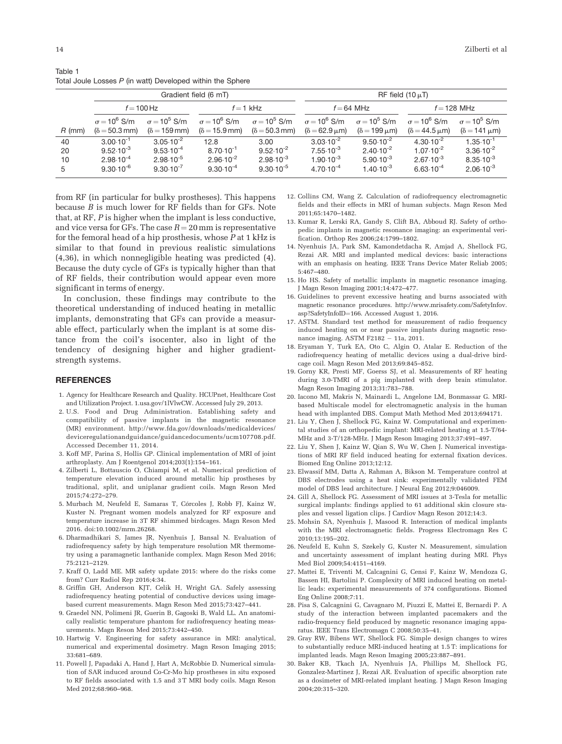Table 1
Total Joule Losses $P$ (in watt) Developed within the Sphere

| | Gradient field (6 mT) | | | | RF field (10 $\mu$T) | | | |
|---|---|---|---|---|---|---|---|---|
| | $f = 100$ Hz | | $f = 1$ kHz | | $f = 64$ MHz | | $f = 128$ MHz | |
| $R$ (mm) | $\sigma = 10^6$ S/m ($\delta = 50.3$ mm) | $\sigma = 10^5$ S/m ($\delta = 159$ mm) | $\sigma = 10^6$ S/m ($\delta = 15.9$ mm) | $\sigma = 10^5$ S/m ($\delta = 50.3$ mm) | $\sigma = 10^6$ S/m ($\delta = 62.9$ $\mu$m) | $\sigma = 10^5$ S/m ($\delta = 199$ $\mu$m) | $\sigma = 10^6$ S/m ($\delta = 44.5$ $\mu$m) | $\sigma = 10^5$ S/m ($\delta = 141$ $\mu$m) |
| 40 | $3.00 \cdot 10^{-1}$ | $3.05 \cdot 10^{-2}$ | 12.8 | 3.00 | $3.03 \cdot 10^{-2}$ | $9.50 \cdot 10^{-2}$ | $4.30 \cdot 10^{-2}$ | $1.35 \cdot 10^{-1}$ |
| 20 | $9.52 \cdot 10^{-3}$ | $9.53 \cdot 10^{-4}$ | $8.70 \cdot 10^{-1}$ | $9.52 \cdot 10^{-2}$ | $7.55 \cdot 10^{-3}$ | $2.40 \cdot 10^{-2}$ | $1.07 \cdot 10^{-2}$ | $3.36 \cdot 10^{-2}$ |
| 10 | $2.98 \cdot 10^{-4}$ | $2.98 \cdot 10^{-5}$ | $2.96 \cdot 10^{-2}$ | $2.98 \cdot 10^{-3}$ | $1.90 \cdot 10^{-3}$ | $5.90 \cdot 10^{-3}$ | $2.67 \cdot 10^{-3}$ | $8.35 \cdot 10^{-3}$ |
| 5 | $9.30 \cdot 10^{-6}$ | $9.30 \cdot 10^{-7}$ | $9.30 \cdot 10^{-4}$ | $9.30 \cdot 10^{-5}$ | $4.70 \cdot 10^{-4}$ | $1.40 \cdot 10^{-3}$ | $6.63 \cdot 10^{-4}$ | $2.06 \cdot 10^{-3}$ |

from RF (in particular for bulky prostheses). This happens because $B$ is much lower for RF fields than for GFs. Note that, at RF, $P$ is higher when the implant is less conductive, and vice versa for GFs. The case $R = 20$ mm is representative for the femoral head of a hip prosthesis, whose $P$ at 1 kHz is similar to that found in previous realistic simulations (4,36), in which nonnegligible heating was predicted (4). Because the duty cycle of GFs is typically higher than that of RF fields, their contribution would appear even more significant in terms of energy.

In conclusion, these findings may contribute to the theoretical understanding of induced heating in metallic implants, demonstrating that GFs can provide a measurable effect, particularly when the implant is at some distance from the coil's isocenter, also in light of the tendency of designing higher and higher gradient-strength systems.

## REFERENCES

1. Agency for Healthcare Research and Quality. HCUPnet, Healthcare Cost and Utilization Project. 1.usa.gov/1lVlwCW. Accessed July 29, 2013.
2. U.S. Food and Drug Administration. Establishing safety and compatibility of passive implants in the magnetic resonance (MR) environment. http://www.fda.gov/downloads/medicaldevices/deviceregulationandguidance/guidancedocuments/ucm107708.pdf. Accessed December 11, 2014.
3. Koff MF, Parina S, Hollis GP. Clinical implementation of MRI of joint arthroplasty. Am J Roentgenol 2014;203(1):154–161.
4. Zilberti L, Bottauscio O, Chiampi M, et al. Numerical prediction of temperature elevation induced around metallic hip prostheses by traditional, split, and uniplanar gradient coils. Magn Reson Med 2015;74:272–279.
5. Murbach M, Neufeld E, Samaras T, Córcoles J, Robb FJ, Kainz W, Kuster N. Pregnant women models analyzed for RF exposure and temperature increase in 3T RF shimmed birdcages. Magn Reson Med 2016. doi:10.1002/mrm.26268.
6. Dharmadhikari S, James JR, Nyenhuis J, Bansal N. Evaluation of radiofrequency safety by high temperature resolution MR thermometry using a paramagnetic lanthanide complex. Magn Reson Med 2016; 75:2121–2129.
7. Kraff O, Ladd ME. MR safety update 2015: where do the risks come from? Curr Radiol Rep 2016;4:34.
8. Griffin GH, Anderson KJT, Celik H, Wright GA. Safely assessing radiofrequency heating potential of conductive devices using image-based current measurements. Magn Reson Med 2015;73:427–441.
9. Graedel NN, Polimeni JR, Guerin B, Gagoski B, Wald LL. An anatomically realistic temperature phantom for radiofrequency heating measurements. Magn Reson Med 2015;73:442–450.
10. Hartwig V. Engineering for safety assurance in MRI: analytical, numerical and experimental dosimetry. Magn Reson Imaging 2015; 33:681–689.
11. Powell J, Papadaki A, Hand J, Hart A, McRobbie D. Numerical simulation of SAR induced around Co-Cr-Mo hip prostheses in situ exposed to RF fields associated with 1.5 and 3 T MRI body coils. Magn Reson Med 2012;68:960–968.
12. Collins CM, Wang Z. Calculation of radiofrequency electromagnetic fields and their effects in MRI of human subjects. Magn Reson Med 2011;65:1470–1482.
13. Kumar R, Lerski RA, Gandy S, Clift BA, Abboud RJ. Safety of orthopedic implants in magnetic resonance imaging: an experimental verification. Orthop Res 2006;24:1799–1802.
14. Nyenhuis JA, Park SM, Kamondetdacha R, Amjad A, Shellock FG, Rezai AR. MRI and implanted medical devices: basic interactions with an emphasis on heating. IEEE Trans Device Mater Reliab 2005; 5:467–480.
15. Ho HS. Safety of metallic implants in magnetic resonance imaging. J Magn Reson Imaging 2001;14:472–477.
16. Guidelines to prevent excessive heating and burns associated with magnetic resonance procedures. http://www.mrisafety.com/SafetyInfov.asp?SafetyInfoID=166. Accessed August 1, 2016.
17. ASTM. Standard test method for measurement of radio frequency induced heating on or near passive implants during magnetic resonance imaging. ASTM F2182 – 11a, 2011.
18. Eryaman Y, Turk EA, Oto C, Algin O, Atalar E. Reduction of the radiofrequency heating of metallic devices using a dual-drive birdcage coil. Magn Reson Med 2013;69:845–852.
19. Gorny KR, Presti MF, Goerss SJ, et al. Measurements of RF heating during 3.0-TMRI of a pig implanted with deep brain stimulator. Magn Reson Imaging 2013;31:783–788.
20. Iacono MI, Makris N, Mainardi L, Angelone LM, Bonmassar G. MRI-based Multiscale model for electromagnetic analysis in the human head with implanted DBS. Comput Math Method Med 2013;694171.
21. Liu Y, Chen J, Shellock FG, Kainz W. Computational and experimental studies of an orthopedic implant: MRI-related heating at 1.5-T/64-MHz and 3-T/128-MHz. J Magn Reson Imaging 2013;37:491–497.
22. Liu Y, Shen J, Kainz W, Qian S, Wu W, Chen J. Numerical investigations of MRI RF field induced heating for external fixation devices. Biomed Eng Online 2013;12:12.
23. Elwassif MM, Datta A, Rahman A, Bikson M. Temperature control at DBS electrodes using a heat sink: experimentally validated FEM model of DBS lead architecture. J Neural Eng 2012;9:046009.
24. Gill A, Shellock FG. Assessment of MRI issues at 3-Tesla for metallic surgical implants: findings applied to 61 additional skin closure staples and vessel ligation clips. J Cardiov Magn Reson 2012;14:3.
25. Mohsin SA, Nyenhuis J, Masood R. Interaction of medical implants with the MRI electromagnetic fields. Progress Electromagn Res C 2010;13:195–202.
26. Neufeld E, Kuhn S, Szekely G, Kuster N. Measurement, simulation and uncertainty assessment of implant heating during MRI. Phys Med Biol 2009;54:4151–4169.
27. Mattei E, Triventi M, Calcagnini G, Censi F, Kainz W, Mendoza G, Bassen HI, Bartolini P. Complexity of MRI induced heating on metallic leads: experimental measurements of 374 configurations. Biomed Eng Online 2008;7:11.
28. Pisa S, Calcagnini G, Cavagnaro M, Piuzzi E, Mattei E, Bernardi P. A study of the interaction between implanted pacemakers and the radio-frequency field produced by magnetic resonance imaging apparatus. IEEE Trans Electromagn C 2008;50:35–41.
29. Gray RW, Bibens WT, Shellock FG. Simple design changes to wires to substantially reduce MRI-induced heating at 1.5 T: implications for implanted leads. Magn Reson Imaging 2005;23:887–891.
30. Baker KB, Tkach JA, Nyenhuis JA, Phillips M, Shellock FG, Gonzalez-Martinez J, Rezai AR. Evaluation of specific absorption rate as a dosimeter of MRI-related implant heating. J Magn Reson Imaging 2004;20:315–320.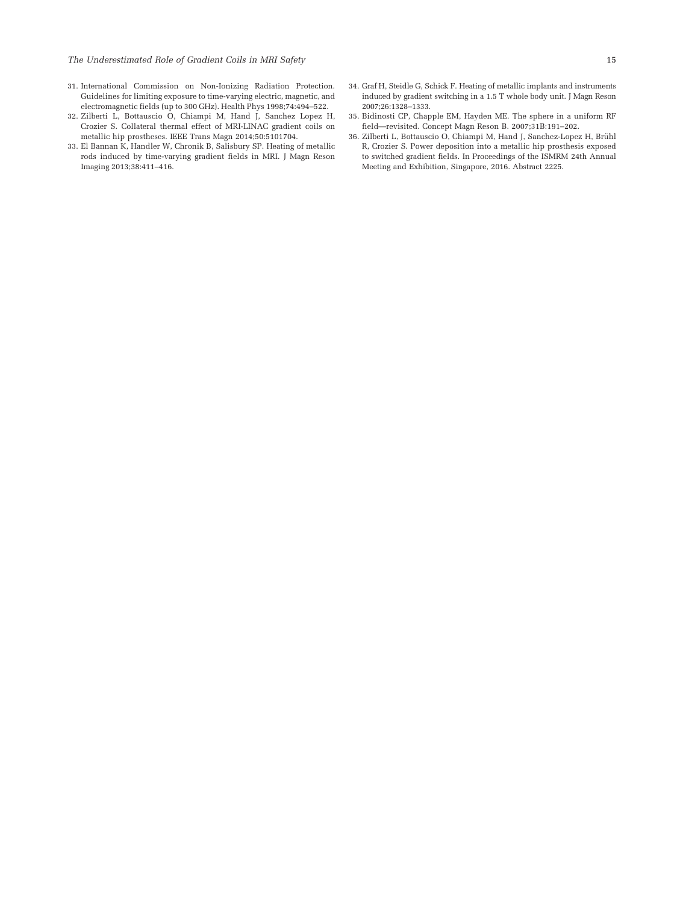31. International Commission on Non-Ionizing Radiation Protection. Guidelines for limiting exposure to time-varying electric, magnetic, and electromagnetic fields (up to 300 GHz). Health Phys 1998;74:494–522.
32. Zilberti L, Bottauscio O, Chiampi M, Hand J, Sanchez Lopez H, Crozier S. Collateral thermal effect of MRI-LINAC gradient coils on metallic hip prostheses. IEEE Trans Magn 2014;50:5101704.
33. El Bannan K, Handler W, Chronik B, Salisbury SP. Heating of metallic rods induced by time-varying gradient fields in MRI. J Magn Reson Imaging 2013;38:411–416.
34. Graf H, Steidle G, Schick F. Heating of metallic implants and instruments induced by gradient switching in a 1.5 T whole body unit. J Magn Reson 2007;26:1328–1333.
35. Bidinosti CP, Chapple EM, Hayden ME. The sphere in a uniform RF field—revisited. Concept Magn Reson B. 2007;31B:191–202.
36. Zilberti L, Bottauscio O, Chiampi M, Hand J, Sanchez-Lopez H, Brühl R, Crozier S. Power deposition into a metallic hip prosthesis exposed to switched gradient fields. In Proceedings of the ISMRM 24th Annual Meeting and Exhibition, Singapore, 2016. Abstract 2225.